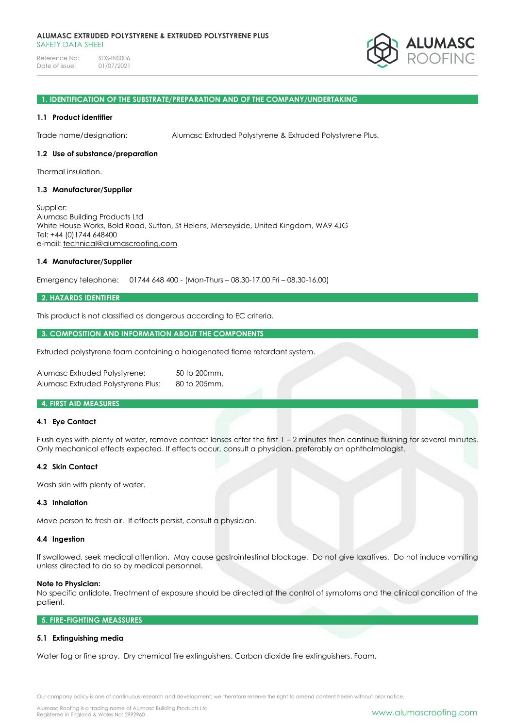**ALUMASC EXTRUDED POLYSTYRENE & EXTRUDED POLYSTYRENE PLUS**
SAFETY DATA SHEET

Reference No: SDS-INS006
Date of issue: 01/07/2021

## 1. IDENTIFICATION OF THE SUBSTRATE/PREPARATION AND OF THE COMPANY/UNDERTAKING

### 1.1 Product identifier

Trade name/designation: Alumasc Extruded Polystyrene & Extruded Polystyrene Plus.

### 1.2 Use of substance/preparation

Thermal insulation.

### 1.3 Manufacturer/Supplier

Supplier:
Alumasc Building Products Ltd
White House Works, Bold Road, Sutton, St Helens, Merseyside, United Kingdom, WA9 4JG
Tel: +44 (0)1744 648400
e-mail: technical@alumascroofing.com

### 1.4 Manufacturer/Supplier

Emergency telephone: 01744 648 400 - (Mon-Thurs – 08.30-17.00 Fri – 08.30-16.00)

## 2. HAZARDS IDENTIFIER

This product is not classified as dangerous according to EC criteria.

## 3. COMPOSITION AND INFORMATION ABOUT THE COMPONENTS

Extruded polystyrene foam containing a halogenated flame retardant system.

| | |
|---|---|
| Alumasc Extruded Polystyrene: | 50 to 200mm. |
| Alumasc Extruded Polystyrene Plus: | 80 to 205mm. |

## 4. FIRST AID MEASURES

### 4.1 Eye Contact

Flush eyes with plenty of water, remove contact lenses after the first 1 – 2 minutes then continue flushing for several minutes. Only mechanical effects expected. If effects occur, consult a physician, preferably an ophthalmologist.

### 4.2 Skin Contact

Wash skin with plenty of water.

### 4.3 Inhalation

Move person to fresh air. If effects persist, consult a physician.

### 4.4 Ingestion

If swallowed, seek medical attention. May cause gastrointestinal blockage. Do not give laxatives. Do not induce vomiting unless directed to do so by medical personnel.

**Note to Physician:**
No specific antidote. Treatment of exposure should be directed at the control of symptoms and the clinical condition of the patient.

## 5. FIRE-FIGHTING MEASSURES

### 5.1 Extinguishing media

Water fog or fine spray. Dry chemical fire extinguishers. Carbon dioxide fire extinguishers. Foam.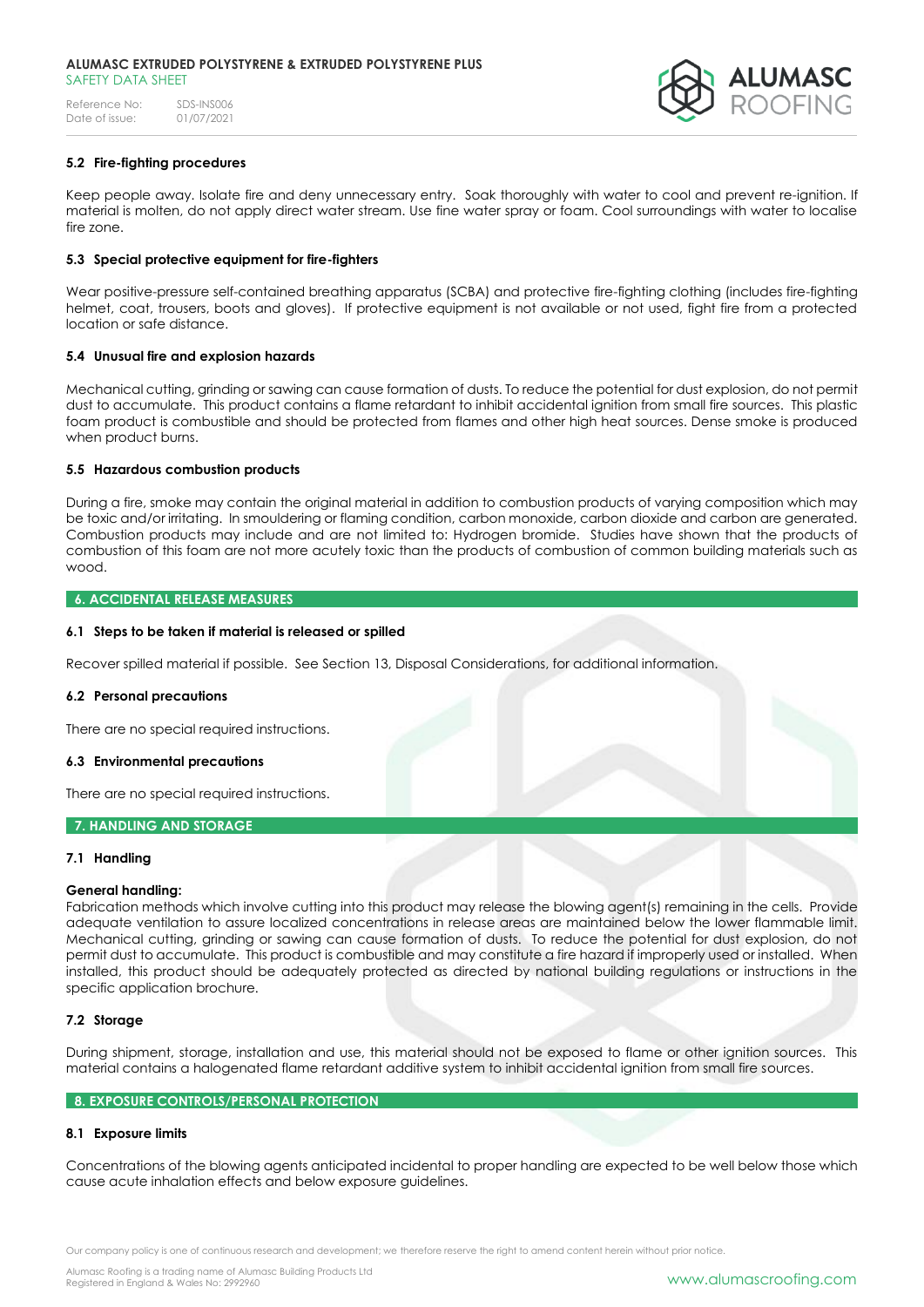### 5.2 Fire-fighting procedures

Keep people away. Isolate fire and deny unnecessary entry. Soak thoroughly with water to cool and prevent re-ignition. If material is molten, do not apply direct water stream. Use fine water spray or foam. Cool surroundings with water to localise fire zone.

### 5.3 Special protective equipment for fire-fighters

Wear positive-pressure self-contained breathing apparatus (SCBA) and protective fire-fighting clothing (includes fire-fighting helmet, coat, trousers, boots and gloves). If protective equipment is not available or not used, fight fire from a protected location or safe distance.

### 5.4 Unusual fire and explosion hazards

Mechanical cutting, grinding or sawing can cause formation of dusts. To reduce the potential for dust explosion, do not permit dust to accumulate. This product contains a flame retardant to inhibit accidental ignition from small fire sources. This plastic foam product is combustible and should be protected from flames and other high heat sources. Dense smoke is produced when product burns.

### 5.5 Hazardous combustion products

During a fire, smoke may contain the original material in addition to combustion products of varying composition which may be toxic and/or irritating. In smouldering or flaming condition, carbon monoxide, carbon dioxide and carbon are generated. Combustion products may include and are not limited to: Hydrogen bromide. Studies have shown that the products of combustion of this foam are not more acutely toxic than the products of combustion of common building materials such as wood.

## 6. ACCIDENTAL RELEASE MEASURES

### 6.1 Steps to be taken if material is released or spilled

Recover spilled material if possible. See Section 13, Disposal Considerations, for additional information.

### 6.2 Personal precautions

There are no special required instructions.

### 6.3 Environmental precautions

There are no special required instructions.

## 7. HANDLING AND STORAGE

### 7.1 Handling

**General handling:**
Fabrication methods which involve cutting into this product may release the blowing agent(s) remaining in the cells. Provide adequate ventilation to assure localized concentrations in release areas are maintained below the lower flammable limit. Mechanical cutting, grinding or sawing can cause formation of dusts. To reduce the potential for dust explosion, do not permit dust to accumulate. This product is combustible and may constitute a fire hazard if improperly used or installed. When installed, this product should be adequately protected as directed by national building regulations or instructions in the specific application brochure.

### 7.2 Storage

During shipment, storage, installation and use, this material should not be exposed to flame or other ignition sources. This material contains a halogenated flame retardant additive system to inhibit accidental ignition from small fire sources.

## 8. EXPOSURE CONTROLS/PERSONAL PROTECTION

### 8.1 Exposure limits

Concentrations of the blowing agents anticipated incidental to proper handling are expected to be well below those which cause acute inhalation effects and below exposure guidelines.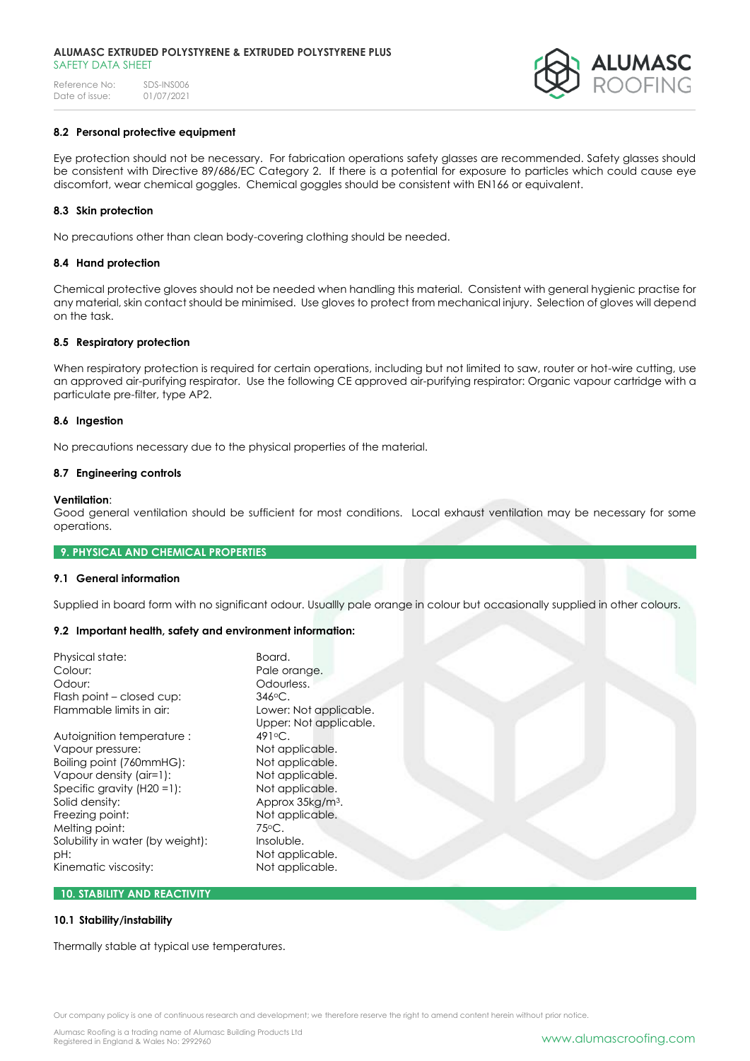### 8.2 Personal protective equipment

Eye protection should not be necessary. For fabrication operations safety glasses are recommended. Safety glasses should be consistent with Directive 89/686/EC Category 2. If there is a potential for exposure to particles which could cause eye discomfort, wear chemical goggles. Chemical goggles should be consistent with EN166 or equivalent.

### 8.3 Skin protection

No precautions other than clean body-covering clothing should be needed.

### 8.4 Hand protection

Chemical protective gloves should not be needed when handling this material. Consistent with general hygienic practise for any material, skin contact should be minimised. Use gloves to protect from mechanical injury. Selection of gloves will depend on the task.

### 8.5 Respiratory protection

When respiratory protection is required for certain operations, including but not limited to saw, router or hot-wire cutting, use an approved air-purifying respirator. Use the following CE approved air-purifying respirator: Organic vapour cartridge with a particulate pre-filter, type AP2.

### 8.6 Ingestion

No precautions necessary due to the physical properties of the material.

### 8.7 Engineering controls

**Ventilation**:
Good general ventilation should be sufficient for most conditions. Local exhaust ventilation may be necessary for some operations.

## 9. PHYSICAL AND CHEMICAL PROPERTIES

### 9.1 General information

Supplied in board form with no significant odour. Usuallly pale orange in colour but occasionally supplied in other colours.

### 9.2 Important health, safety and environment information:

| | |
|---|---|
| Physical state: | Board. |
| Colour: | Pale orange. |
| Odour: | Odourless. |
| Flash point – closed cup: | 346°C. |
| Flammable limits in air: | Lower: Not applicable. Upper: Not applicable. |
| Autoignition temperature : | 491°C. |
| Vapour pressure: | Not applicable. |
| Boiling point (760mmHG): | Not applicable. |
| Vapour density (air=1): | Not applicable. |
| Specific gravity (H20 =1): | Not applicable. |
| Solid density: | Approx 35kg/m³. |
| Freezing point: | Not applicable. |
| Melting point: | 75°C. |
| Solubility in water (by weight): | Insoluble. |
| pH: | Not applicable. |
| Kinematic viscosity: | Not applicable. |

## 10. STABILITY AND REACTIVITY

### 10.1 Stability/instability

Thermally stable at typical use temperatures.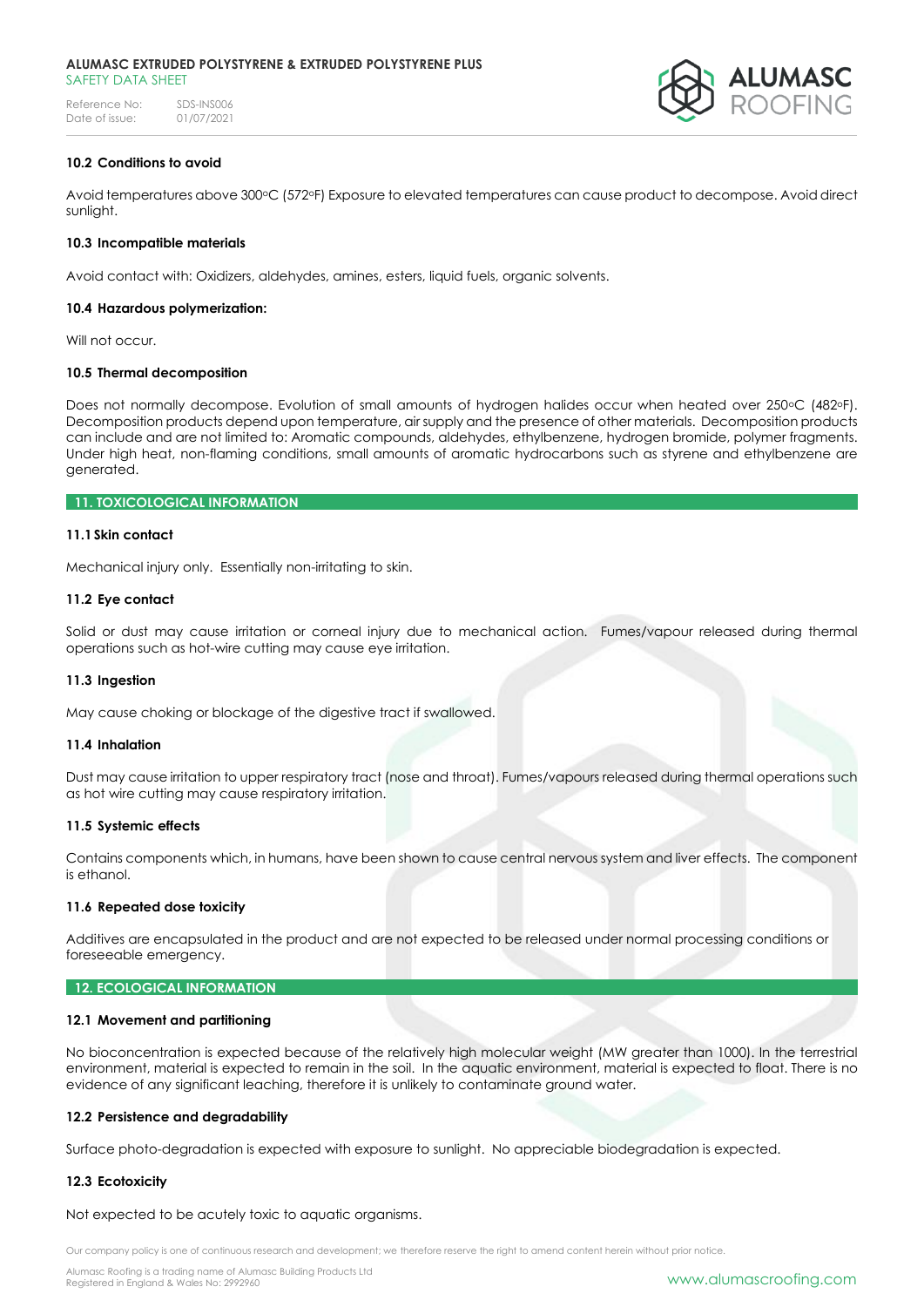### 10.2 Conditions to avoid

Avoid temperatures above 300°C (572°F) Exposure to elevated temperatures can cause product to decompose. Avoid direct sunlight.

### 10.3 Incompatible materials

Avoid contact with: Oxidizers, aldehydes, amines, esters, liquid fuels, organic solvents.

### 10.4 Hazardous polymerization:

Will not occur.

### 10.5 Thermal decomposition

Does not normally decompose. Evolution of small amounts of hydrogen halides occur when heated over 250°C (482°F). Decomposition products depend upon temperature, air supply and the presence of other materials. Decomposition products can include and are not limited to: Aromatic compounds, aldehydes, ethylbenzene, hydrogen bromide, polymer fragments. Under high heat, non-flaming conditions, small amounts of aromatic hydrocarbons such as styrene and ethylbenzene are generated.

## 11. TOXICOLOGICAL INFORMATION

### 11.1 Skin contact

Mechanical injury only. Essentially non-irritating to skin.

### 11.2 Eye contact

Solid or dust may cause irritation or corneal injury due to mechanical action. Fumes/vapour released during thermal operations such as hot-wire cutting may cause eye irritation.

### 11.3 Ingestion

May cause choking or blockage of the digestive tract if swallowed.

### 11.4 Inhalation

Dust may cause irritation to upper respiratory tract (nose and throat). Fumes/vapours released during thermal operations such as hot wire cutting may cause respiratory irritation.

### 11.5 Systemic effects

Contains components which, in humans, have been shown to cause central nervous system and liver effects. The component is ethanol.

### 11.6 Repeated dose toxicity

Additives are encapsulated in the product and are not expected to be released under normal processing conditions or foreseeable emergency.

## 12. ECOLOGICAL INFORMATION

### 12.1 Movement and partitioning

No bioconcentration is expected because of the relatively high molecular weight (MW greater than 1000). In the terrestrial environment, material is expected to remain in the soil. In the aquatic environment, material is expected to float. There is no evidence of any significant leaching, therefore it is unlikely to contaminate ground water.

### 12.2 Persistence and degradability

Surface photo-degradation is expected with exposure to sunlight. No appreciable biodegradation is expected.

### 12.3 Ecotoxicity

Not expected to be acutely toxic to aquatic organisms.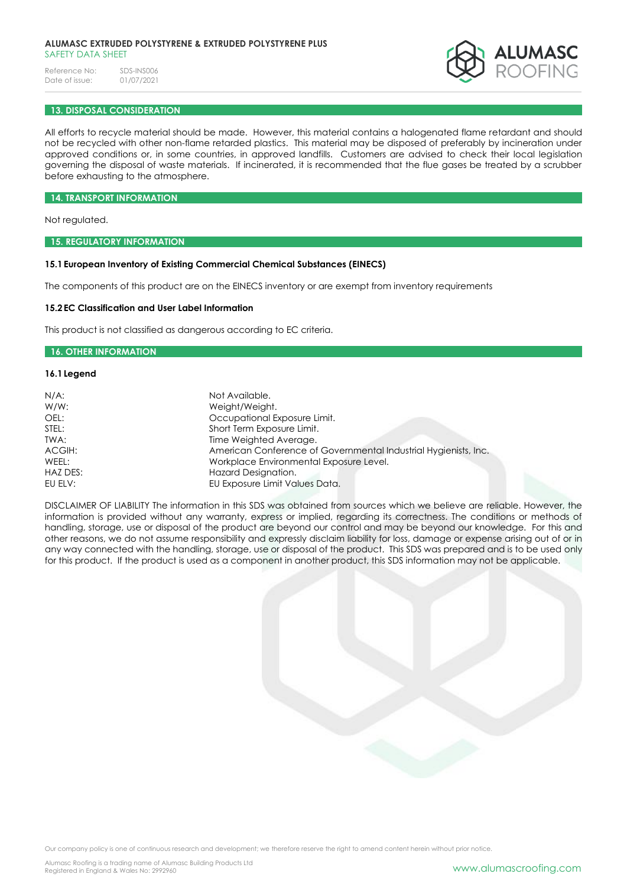## 13. DISPOSAL CONSIDERATION

All efforts to recycle material should be made. However, this material contains a halogenated flame retardant and should not be recycled with other non-flame retarded plastics. This material may be disposed of preferably by incineration under approved conditions or, in some countries, in approved landfills. Customers are advised to check their local legislation governing the disposal of waste materials. If incinerated, it is recommended that the flue gases be treated by a scrubber before exhausting to the atmosphere.

## 14. TRANSPORT INFORMATION

Not regulated.

## 15. REGULATORY INFORMATION

### 15.1 European Inventory of Existing Commercial Chemical Substances (EINECS)

The components of this product are on the EINECS inventory or are exempt from inventory requirements

### 15.2 EC Classification and User Label Information

This product is not classified as dangerous according to EC criteria.

## 16. OTHER INFORMATION

### 16.1 Legend

| | |
|---|---|
| N/A: | Not Available. |
| W/W: | Weight/Weight. |
| OEL: | Occupational Exposure Limit. |
| STEL: | Short Term Exposure Limit. |
| TWA: | Time Weighted Average. |
| ACGIH: | American Conference of Governmental Industrial Hygienists, Inc. |
| WEEL: | Workplace Environmental Exposure Level. |
| HAZ DES: | Hazard Designation. |
| EU ELV: | EU Exposure Limit Values Data. |

DISCLAIMER OF LIABILITY The information in this SDS was obtained from sources which we believe are reliable. However, the information is provided without any warranty, express or implied, regarding its correctness. The conditions or methods of handling, storage, use or disposal of the product are beyond our control and may be beyond our knowledge. For this and other reasons, we do not assume responsibility and expressly disclaim liability for loss, damage or expense arising out of or in any way connected with the handling, storage, use or disposal of the product. This SDS was prepared and is to be used only for this product. If the product is used as a component in another product, this SDS information may not be applicable.